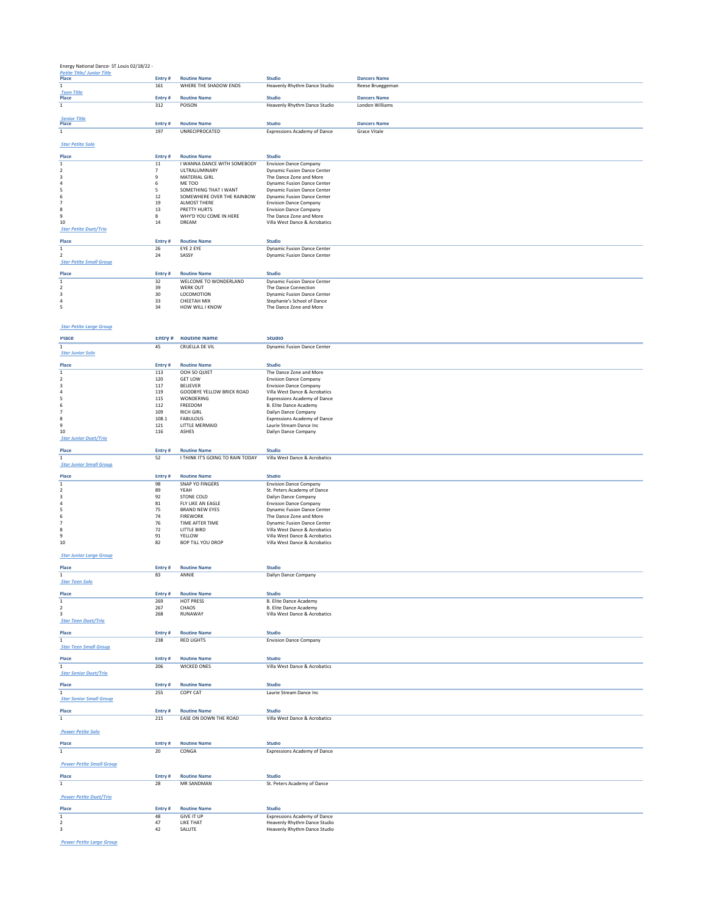Energy National Dance- ST.Louis 02/18/22 -

### Petite Title/ Junior Title

| Place | Entry # | Routine Name | Studio | Dancers Name |
|---|---|---|---|---|
| 1 | 161 | WHERE THE SHADOW ENDS | Heavenly Rhythm Dance Studio | Reese Brueggeman |

### Teen Title

| Place | Entry # | Routine Name | Studio | Dancers Name |
|---|---|---|---|---|
| 1 | 312 | POISON | Heavenly Rhythm Dance Studio | London Williams |

### Senior Title

| Place | Entry # | Routine Name | Studio | Dancers Name |
|---|---|---|---|---|
| 1 | 197 | UNRECIPROCATED | Expressions Academy of Dance | Grace Vitale |

### Star Petite Solo

| Place | Entry # | Routine Name | Studio |
|---|---|---|---|
| 1 | 11 | I WANNA DANCE WITH SOMEBODY | Envision Dance Company |
| 2 | 7 | ULTRALUMINARY | Dynamic Fusion Dance Center |
| 3 | 9 | MATERIAL GIRL | The Dance Zone and More |
| 4 | 6 | ME TOO | Dynamic Fusion Dance Center |
| 5 | 5 | SOMETHING THAT I WANT | Dynamic Fusion Dance Center |
| 6 | 12 | SOMEWHERE OVER THE RAINBOW | Dynamic Fusion Dance Center |
| 7 | 19 | ALMOST THERE | Envision Dance Company |
| 8 | 13 | PRETTY HURTS | Envision Dance Company |
| 9 | 8 | WHY'D YOU COME IN HERE | The Dance Zone and More |
| 10 | 14 | DREAM | Villa West Dance & Acrobatics |

### Star Petite Duet/Trio

| Place | Entry # | Routine Name | Studio |
|---|---|---|---|
| 1 | 26 | EYE 2 EYE | Dynamic Fusion Dance Center |
| 2 | 24 | SASSY | Dynamic Fusion Dance Center |

### Star Petite Small Group

| Place | Entry # | Routine Name | Studio |
|---|---|---|---|
| 1 | 32 | WELCOME TO WONDERLAND | Dynamic Fusion Dance Center |
| 2 | 39 | WERK OUT | The Dance Connection |
| 3 | 30 | LOCOMOTION | Dynamic Fusion Dance Center |
| 4 | 33 | CHEETAH MIX | Stephanie's School of Dance |
| 5 | 34 | HOW WILL I KNOW | The Dance Zone and More |

### Star Petite Large Group

| Place | Entry # | Routine Name | Studio |
|---|---|---|---|
| 1 | 45 | CRUELLA DE VIL | Dynamic Fusion Dance Center |

### Star Junior Solo

| Place | Entry # | Routine Name | Studio |
|---|---|---|---|
| 1 | 113 | OOH SO QUIET | The Dance Zone and More |
| 2 | 120 | GET LOW | Envision Dance Company |
| 3 | 117 | BELIEVER | Envision Dance Company |
| 4 | 119 | GOODBYE YELLOW BRICK ROAD | Villa West Dance & Acrobatics |
| 5 | 115 | WONDERING | Expressions Academy of Dance |
| 6 | 112 | FREEDOM | B. Elite Dance Academy |
| 7 | 109 | RICH GIRL | Dailyn Dance Company |
| 8 | 108.1 | FABULOUS | Expressions Academy of Dance |
| 9 | 121 | LITTLE MERMAID | Laurie Stream Dance Inc |
| 10 | 116 | ASHES | Dailyn Dance Company |

### Star Junior Duet/Trio

| Place | Entry # | Routine Name | Studio |
|---|---|---|---|
| 1 | 52 | I THINK IT'S GOING TO RAIN TODAY | Villa West Dance & Acrobatics |

### Star Junior Small Group

| Place | Entry # | Routine Name | Studio |
|---|---|---|---|
| 1 | 98 | SNAP YO FINGERS | Envision Dance Company |
| 2 | 89 | YEAH | St. Peters Academy of Dance |
| 3 | 92 | STONE COLD | Dailyn Dance Company |
| 4 | 81 | FLY LIKE AN EAGLE | Envision Dance Company |
| 5 | 75 | BRAND NEW EYES | Dynamic Fusion Dance Center |
| 6 | 74 | FIREWORK | The Dance Zone and More |
| 7 | 76 | TIME AFTER TIME | Dynamic Fusion Dance Center |
| 8 | 72 | LITTLE BIRD | Villa West Dance & Acrobatics |
| 9 | 91 | YELLOW | Villa West Dance & Acrobatics |
| 10 | 82 | BOP TILL YOU DROP | Villa West Dance & Acrobatics |

### Star Junior Large Group

| Place | Entry # | Routine Name | Studio |
|---|---|---|---|
| 1 | 83 | ANNIE | Dailyn Dance Company |

### Star Teen Solo

| Place | Entry # | Routine Name | Studio |
|---|---|---|---|
| 1 | 269 | HOT PRESS | B. Elite Dance Academy |
| 2 | 267 | CHAOS | B. Elite Dance Academy |
| 3 | 268 | RUNAWAY | Villa West Dance & Acrobatics |

### Star Teen Duet/Trio

| Place | Entry # | Routine Name | Studio |
|---|---|---|---|
| 1 | 238 | RED LIGHTS | Envision Dance Company |

### Star Teen Small Group

| Place | Entry # | Routine Name | Studio |
|---|---|---|---|
| 1 | 206 | WICKED ONES | Villa West Dance & Acrobatics |

### Star Senior Duet/Trio

| Place | Entry # | Routine Name | Studio |
|---|---|---|---|
| 1 | 255 | COPY CAT | Laurie Stream Dance Inc |

### Star Senior Small Group

| Place | Entry # | Routine Name | Studio |
|---|---|---|---|
| 1 | 215 | EASE ON DOWN THE ROAD | Villa West Dance & Acrobatics |

### Power Petite Solo

| Place | Entry # | Routine Name | Studio |
|---|---|---|---|
| 1 | 20 | CONGA | Expressions Academy of Dance |

### Power Petite Small Group

| Place | Entry # | Routine Name | Studio |
|---|---|---|---|
| 1 | 28 | MR SANDMAN | St. Peters Academy of Dance |

### Power Petite Duet/Trio

| Place | Entry # | Routine Name | Studio |
|---|---|---|---|
| 1 | 48 | GIVE IT UP | Expressions Academy of Dance |
| 2 | 47 | LIKE THAT | Heavenly Rhythm Dance Studio |
| 3 | 42 | SALUTE | Heavenly Rhythm Dance Studio |

### Power Petite Large Group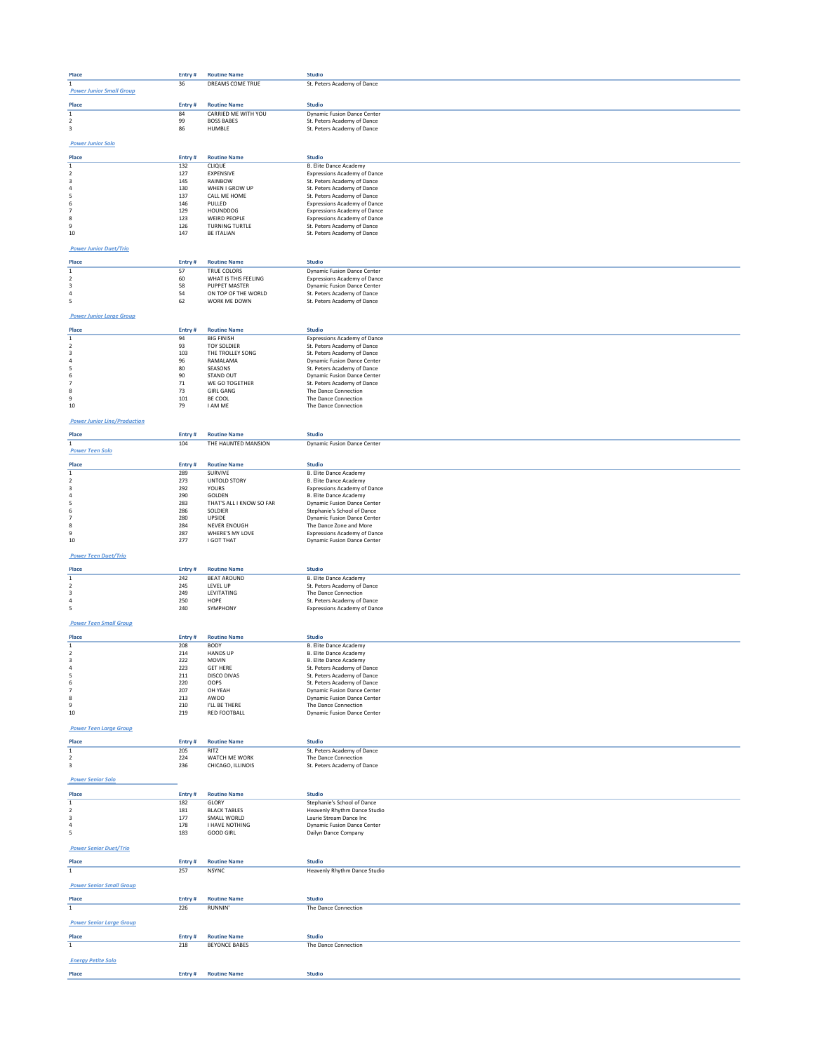| Place | Entry # | Routine Name | Studio |
|---|---|---|---|
| 1 | 36 | DREAMS COME TRUE | St. Peters Academy of Dance |

### Power Junior Small Group

| Place | Entry # | Routine Name | Studio |
|---|---|---|---|
| 1 | 84 | CARRIED ME WITH YOU | Dynamic Fusion Dance Center |
| 2 | 99 | BOSS BABES | St. Peters Academy of Dance |
| 3 | 86 | HUMBLE | St. Peters Academy of Dance |

### Power Junior Solo

| Place | Entry # | Routine Name | Studio |
|---|---|---|---|
| 1 | 132 | CLIQUE | B. Elite Dance Academy |
| 2 | 127 | EXPENSIVE | Expressions Academy of Dance |
| 3 | 145 | RAINBOW | St. Peters Academy of Dance |
| 4 | 130 | WHEN I GROW UP | St. Peters Academy of Dance |
| 5 | 137 | CALL ME HOME | St. Peters Academy of Dance |
| 6 | 146 | PULLED | Expressions Academy of Dance |
| 7 | 129 | HOUNDDOG | Expressions Academy of Dance |
| 8 | 123 | WEIRD PEOPLE | Expressions Academy of Dance |
| 9 | 126 | TURNING TURTLE | St. Peters Academy of Dance |
| 10 | 147 | BE ITALIAN | St. Peters Academy of Dance |

### Power Junior Duet/Trio

| Place | Entry # | Routine Name | Studio |
|---|---|---|---|
| 1 | 57 | TRUE COLORS | Dynamic Fusion Dance Center |
| 2 | 60 | WHAT IS THIS FEELING | Expressions Academy of Dance |
| 3 | 58 | PUPPET MASTER | Dynamic Fusion Dance Center |
| 4 | 54 | ON TOP OF THE WORLD | St. Peters Academy of Dance |
| 5 | 62 | WORK ME DOWN | St. Peters Academy of Dance |

### Power Junior Large Group

| Place | Entry # | Routine Name | Studio |
|---|---|---|---|
| 1 | 94 | BIG FINISH | Expressions Academy of Dance |
| 2 | 93 | TOY SOLDIER | St. Peters Academy of Dance |
| 3 | 103 | THE TROLLEY SONG | St. Peters Academy of Dance |
| 4 | 96 | RAMALAMA | Dynamic Fusion Dance Center |
| 5 | 80 | SEASONS | St. Peters Academy of Dance |
| 6 | 90 | STAND OUT | Dynamic Fusion Dance Center |
| 7 | 71 | WE GO TOGETHER | St. Peters Academy of Dance |
| 8 | 73 | GIRL GANG | The Dance Connection |
| 9 | 101 | BE COOL | The Dance Connection |
| 10 | 79 | I AM ME | The Dance Connection |

### Power Junior Line/Production

| Place | Entry # | Routine Name | Studio |
|---|---|---|---|
| 1 | 104 | THE HAUNTED MANSION | Dynamic Fusion Dance Center |

### Power Teen Solo

| Place | Entry # | Routine Name | Studio |
|---|---|---|---|
| 1 | 289 | SURVIVE | B. Elite Dance Academy |
| 2 | 273 | UNTOLD STORY | B. Elite Dance Academy |
| 3 | 292 | YOURS | Expressions Academy of Dance |
| 4 | 290 | GOLDEN | B. Elite Dance Academy |
| 5 | 283 | THAT'S ALL I KNOW SO FAR | Dynamic Fusion Dance Center |
| 6 | 286 | SOLDIER | Stephanie's School of Dance |
| 7 | 280 | UPSIDE | Dynamic Fusion Dance Center |
| 8 | 284 | NEVER ENOUGH | The Dance Zone and More |
| 9 | 287 | WHERE'S MY LOVE | Expressions Academy of Dance |
| 10 | 277 | I GOT THAT | Dynamic Fusion Dance Center |

### Power Teen Duet/Trio

| Place | Entry # | Routine Name | Studio |
|---|---|---|---|
| 1 | 242 | BEAT AROUND | B. Elite Dance Academy |
| 2 | 245 | LEVEL UP | St. Peters Academy of Dance |
| 3 | 249 | LEVITATING | The Dance Connection |
| 4 | 250 | HOPE | St. Peters Academy of Dance |
| 5 | 240 | SYMPHONY | Expressions Academy of Dance |

### Power Teen Small Group

| Place | Entry # | Routine Name | Studio |
|---|---|---|---|
| 1 | 208 | BODY | B. Elite Dance Academy |
| 2 | 214 | HANDS UP | B. Elite Dance Academy |
| 3 | 222 | MOVIN | B. Elite Dance Academy |
| 4 | 223 | GET HERE | St. Peters Academy of Dance |
| 5 | 211 | DISCO DIVAS | St. Peters Academy of Dance |
| 6 | 220 | OOPS | St. Peters Academy of Dance |
| 7 | 207 | OH YEAH | Dynamic Fusion Dance Center |
| 8 | 213 | AWOO | Dynamic Fusion Dance Center |
| 9 | 210 | I'LL BE THERE | The Dance Connection |
| 10 | 219 | RED FOOTBALL | Dynamic Fusion Dance Center |

### Power Teen Large Group

| Place | Entry # | Routine Name | Studio |
|---|---|---|---|
| 1 | 205 | RITZ | St. Peters Academy of Dance |
| 2 | 224 | WATCH ME WORK | The Dance Connection |
| 3 | 236 | CHICAGO, ILLINOIS | St. Peters Academy of Dance |

### Power Senior Solo

| Place | Entry # | Routine Name | Studio |
|---|---|---|---|
| 1 | 182 | GLORY | Stephanie's School of Dance |
| 2 | 181 | BLACK TABLES | Heavenly Rhythm Dance Studio |
| 3 | 177 | SMALL WORLD | Laurie Stream Dance Inc |
| 4 | 178 | I HAVE NOTHING | Dynamic Fusion Dance Center |
| 5 | 183 | GOOD GIRL | Dailyn Dance Company |

### Power Senior Duet/Trio

| Place | Entry # | Routine Name | Studio |
|---|---|---|---|
| 1 | 257 | NSYNC | Heavenly Rhythm Dance Studio |

### Power Senior Small Group

| Place | Entry # | Routine Name | Studio |
|---|---|---|---|
| 1 | 226 | RUNNIN' | The Dance Connection |

### Power Senior Large Group

| Place | Entry # | Routine Name | Studio |
|---|---|---|---|
| 1 | 218 | BEYONCE BABES | The Dance Connection |

### Energy Petite Solo

| Place | Entry # | Routine Name | Studio |
|---|---|---|---|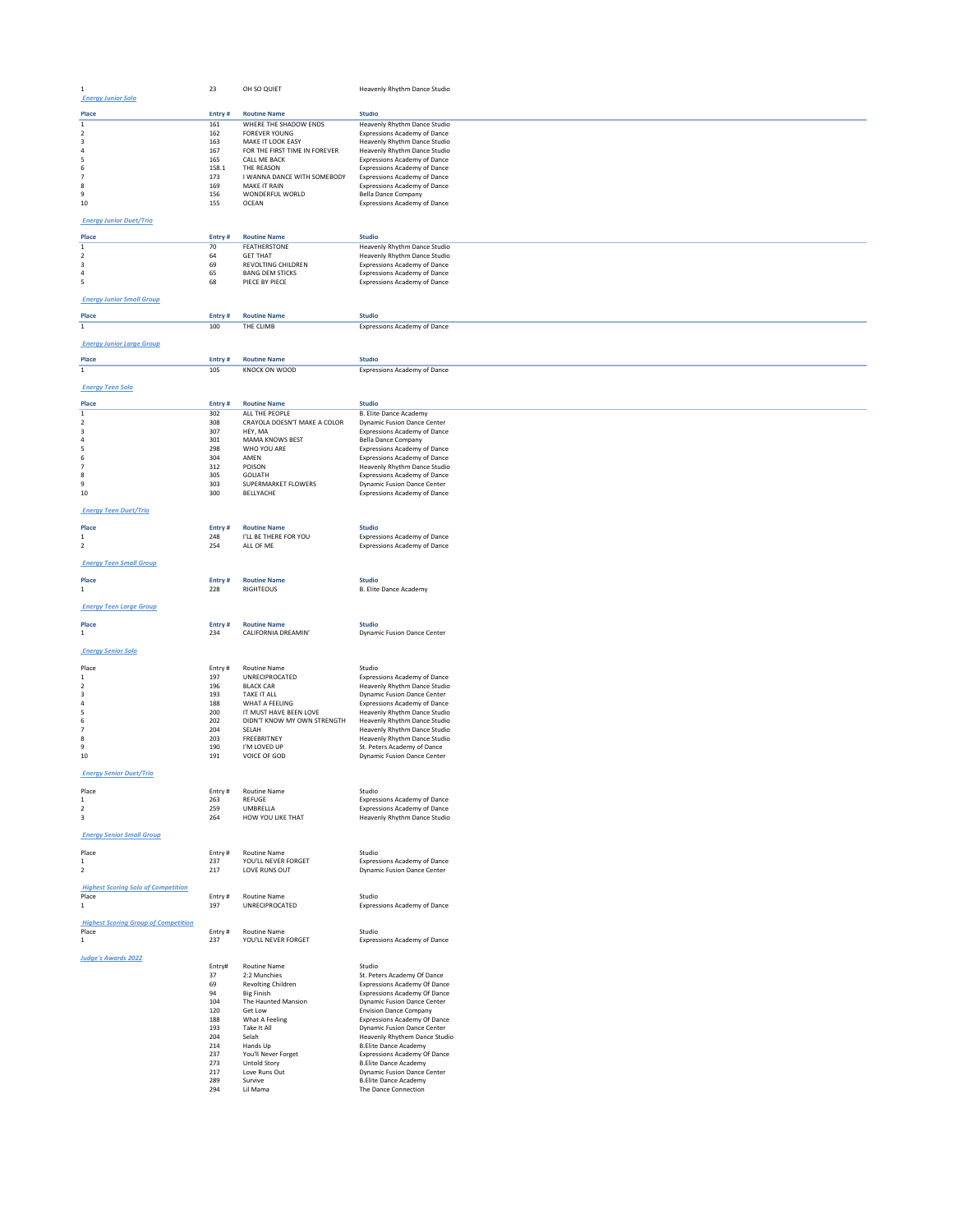| | | | |
|---|---|---|---|
| 1 | 23 | OH SO QUIET | Heavenly Rhythm Dance Studio |

*Energy Junior Solo*

| Place | Entry # | Routine Name | Studio |
|---|---|---|---|
| 1 | 161 | WHERE THE SHADOW ENDS | Heavenly Rhythm Dance Studio |
| 2 | 162 | FOREVER YOUNG | Expressions Academy of Dance |
| 3 | 163 | MAKE IT LOOK EASY | Heavenly Rhythm Dance Studio |
| 4 | 167 | FOR THE FIRST TIME IN FOREVER | Heavenly Rhythm Dance Studio |
| 5 | 165 | CALL ME BACK | Expressions Academy of Dance |
| 6 | 158.1 | THE REASON | Expressions Academy of Dance |
| 7 | 173 | I WANNA DANCE WITH SOMEBODY | Expressions Academy of Dance |
| 8 | 169 | MAKE IT RAIN | Expressions Academy of Dance |
| 9 | 156 | WONDERFUL WORLD | Bella Dance Company |
| 10 | 155 | OCEAN | Expressions Academy of Dance |

*Energy Junior Duet/Trio*

| Place | Entry # | Routine Name | Studio |
|---|---|---|---|
| 1 | 70 | FEATHERSTONE | Heavenly Rhythm Dance Studio |
| 2 | 64 | GET THAT | Heavenly Rhythm Dance Studio |
| 3 | 69 | REVOLTING CHILDREN | Expressions Academy of Dance |
| 4 | 65 | BANG DEM STICKS | Expressions Academy of Dance |
| 5 | 68 | PIECE BY PIECE | Expressions Academy of Dance |

*Energy Junior Small Group*

| Place | Entry # | Routine Name | Studio |
|---|---|---|---|
| 1 | 100 | THE CLIMB | Expressions Academy of Dance |

*Energy Junior Large Group*

| Place | Entry # | Routine Name | Studio |
|---|---|---|---|
| 1 | 105 | KNOCK ON WOOD | Expressions Academy of Dance |

*Energy Teen Solo*

| Place | Entry # | Routine Name | Studio |
|---|---|---|---|
| 1 | 302 | ALL THE PEOPLE | B. Elite Dance Academy |
| 2 | 308 | CRAYOLA DOESN'T MAKE A COLOR | Dynamic Fusion Dance Center |
| 3 | 307 | HEY, MA | Expressions Academy of Dance |
| 4 | 301 | MAMA KNOWS BEST | Bella Dance Company |
| 5 | 298 | WHO YOU ARE | Expressions Academy of Dance |
| 6 | 304 | AMEN | Expressions Academy of Dance |
| 7 | 312 | POISON | Heavenly Rhythm Dance Studio |
| 8 | 305 | GOLIATH | Expressions Academy of Dance |
| 9 | 303 | SUPERMARKET FLOWERS | Dynamic Fusion Dance Center |
| 10 | 300 | BELLYACHE | Expressions Academy of Dance |

*Energy Teen Duet/Trio*

| Place | Entry # | Routine Name | Studio |
|---|---|---|---|
| 1 | 248 | I'LL BE THERE FOR YOU | Expressions Academy of Dance |
| 2 | 254 | ALL OF ME | Expressions Academy of Dance |

*Energy Teen Small Group*

| Place | Entry # | Routine Name | Studio |
|---|---|---|---|
| 1 | 228 | RIGHTEOUS | B. Elite Dance Academy |

*Energy Teen Large Group*

| Place | Entry # | Routine Name | Studio |
|---|---|---|---|
| 1 | 234 | CALIFORNIA DREAMIN' | Dynamic Fusion Dance Center |

*Energy Senior Solo*

| Place | Entry # | Routine Name | Studio |
|---|---|---|---|
| 1 | 197 | UNRECIPROCATED | Expressions Academy of Dance |
| 2 | 196 | BLACK CAR | Heavenly Rhythm Dance Studio |
| 3 | 193 | TAKE IT ALL | Dynamic Fusion Dance Center |
| 4 | 188 | WHAT A FEELING | Expressions Academy of Dance |
| 5 | 200 | IT MUST HAVE BEEN LOVE | Heavenly Rhythm Dance Studio |
| 6 | 202 | DIDN'T KNOW MY OWN STRENGTH | Heavenly Rhythm Dance Studio |
| 7 | 204 | SELAH | Heavenly Rhythm Dance Studio |
| 8 | 203 | FREEBRITNEY | Heavenly Rhythm Dance Studio |
| 9 | 190 | I'M LOVED UP | St. Peters Academy of Dance |
| 10 | 191 | VOICE OF GOD | Dynamic Fusion Dance Center |

*Energy Senior Duet/Trio*

| Place | Entry # | Routine Name | Studio |
|---|---|---|---|
| 1 | 263 | REFUGE | Expressions Academy of Dance |
| 2 | 259 | UMBRELLA | Expressions Academy of Dance |
| 3 | 264 | HOW YOU LIKE THAT | Heavenly Rhythm Dance Studio |

*Energy Senior Small Group*

| Place | Entry # | Routine Name | Studio |
|---|---|---|---|
| 1 | 237 | YOU'LL NEVER FORGET | Expressions Academy of Dance |
| 2 | 217 | LOVE RUNS OUT | Dynamic Fusion Dance Center |

*Highest Scoring Solo of Competition*

| Place | Entry # | Routine Name | Studio |
|---|---|---|---|
| 1 | 197 | UNRECIPROCATED | Expressions Academy of Dance |

*Highest Scoring Group of Competition*

| Place | Entry # | Routine Name | Studio |
|---|---|---|---|
| 1 | 237 | YOU'LL NEVER FORGET | Expressions Academy of Dance |

*Judge's Awards 2022*

| Entry# | Routine Name | Studio |
|---|---|---|
| 37 | 2:2 Munchies | St. Peters Academy Of Dance |
| 69 | Revolting Children | Expressions Academy Of Dance |
| 94 | Big Finish | Expressions Academy Of Dance |
| 104 | The Haunted Mansion | Dynamic Fusion Dance Center |
| 120 | Get Low | Envision Dance Company |
| 188 | What A Feeling | Expressions Academy Of Dance |
| 193 | Take It All | Dynamic Fusion Dance Center |
| 204 | Selah | Heavenly Rhythem Dance Studio |
| 214 | Hands Up | B.Elite Dance Academy |
| 237 | You'll Never Forget | Expressions Academy Of Dance |
| 273 | Untold Story | B.Elite Dance Academy |
| 217 | Love Runs Out | Dynamic Fusion Dance Center |
| 289 | Survive | B.Elite Dance Academy |
| 294 | Lil Mama | The Dance Connection |